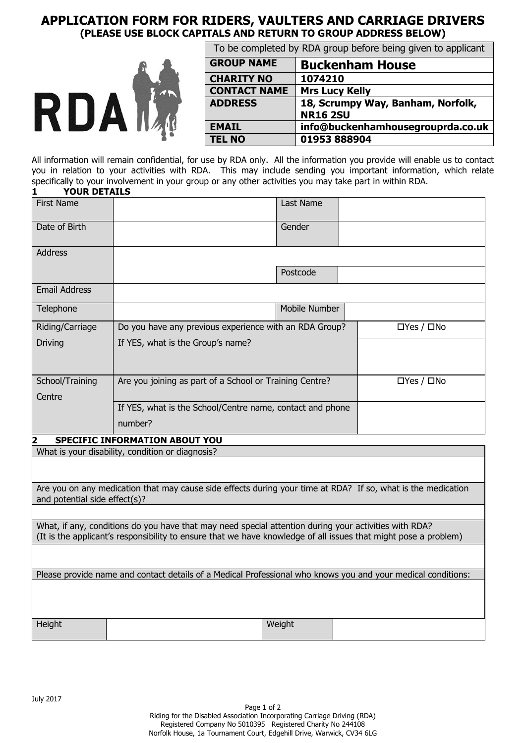# APPLICATION FORM FOR RIDERS, VAULTERS AND CARRIAGE DRIVERS

**(PLEASE USE BLOCK CAPITALS AND RETURN TO GROUP ADDRESS BELOW)**

RDA

| To be completed by RDA group before being given to applicant | |
|---|---|
| **GROUP NAME** | **Buckenham House** |
| **CHARITY NO** | **1074210** |
| **CONTACT NAME** | **Mrs Lucy Kelly** |
| **ADDRESS** | **18, Scrumpy Way, Banham, Norfolk, NR16 2SU** |
| **EMAIL** | **info@buckenhamhousegrouprda.co.uk** |
| **TEL NO** | **01953 888904** |

All information will remain confidential, for use by RDA only. All the information you provide will enable us to contact you in relation to your activities with RDA. This may include sending you important information, which relate specifically to your involvement in your group or any other activities you may take part in within RDA.

## 1 YOUR DETAILS

| First Name | | Last Name | |
|---|---|---|---|
| Date of Birth | | Gender | |
| Address | | | |
| | | Postcode | |
| Email Address | | | |
| Telephone | | Mobile Number | |

| Riding/Carriage Driving | Do you have any previous experience with an RDA Group? | ☐Yes / ☐No |
|---|---|---|
| | If YES, what is the Group's name? | |
| School/Training Centre | Are you joining as part of a School or Training Centre? | ☐Yes / ☐No |
| | If YES, what is the School/Centre name, contact and phone number? | |

## 2 SPECIFIC INFORMATION ABOUT YOU

| What is your disability, condition or diagnosis? |
|---|
| |
| Are you on any medication that may cause side effects during your time at RDA? If so, what is the medication and potential side effect(s)? |
| |
| What, if any, conditions do you have that may need special attention during your activities with RDA? (It is the applicant's responsibility to ensure that we have knowledge of all issues that might pose a problem) |
| |
| Please provide name and contact details of a Medical Professional who knows you and your medical conditions: |
| |

| Height | | Weight | |
|---|---|---|---|

July 2017

Riding for the Disabled Association Incorporating Carriage Driving (RDA)
Registered Company No 5010395 Registered Charity No 244108
Norfolk House, 1a Tournament Court, Edgehill Drive, Warwick, CV34 6LG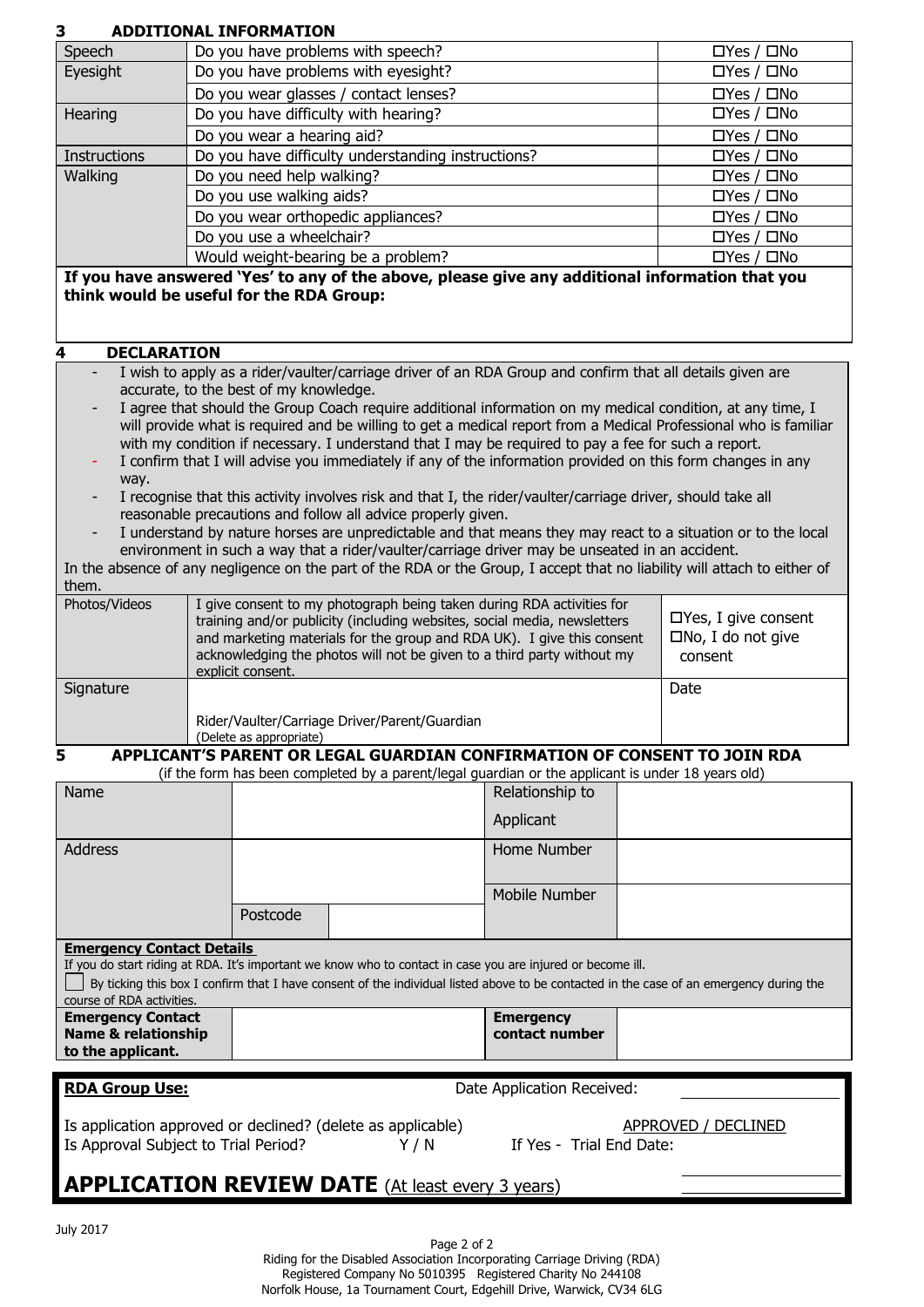## 3 ADDITIONAL INFORMATION

| | | |
|---|---|---|
| Speech | Do you have problems with speech? | ☐Yes / ☐No |
| Eyesight | Do you have problems with eyesight? | ☐Yes / ☐No |
| | Do you wear glasses / contact lenses? | ☐Yes / ☐No |
| Hearing | Do you have difficulty with hearing? | ☐Yes / ☐No |
| | Do you wear a hearing aid? | ☐Yes / ☐No |
| Instructions | Do you have difficulty understanding instructions? | ☐Yes / ☐No |
| Walking | Do you need help walking? | ☐Yes / ☐No |
| | Do you use walking aids? | ☐Yes / ☐No |
| | Do you wear orthopedic appliances? | ☐Yes / ☐No |
| | Do you use a wheelchair? | ☐Yes / ☐No |
| | Would weight-bearing be a problem? | ☐Yes / ☐No |

**If you have answered 'Yes' to any of the above, please give any additional information that you think would be useful for the RDA Group:**

## 4 DECLARATION

- I wish to apply as a rider/vaulter/carriage driver of an RDA Group and confirm that all details given are accurate, to the best of my knowledge.
- I agree that should the Group Coach require additional information on my medical condition, at any time, I will provide what is required and be willing to get a medical report from a Medical Professional who is familiar with my condition if necessary. I understand that I may be required to pay a fee for such a report.
- I confirm that I will advise you immediately if any of the information provided on this form changes in any way.
- I recognise that this activity involves risk and that I, the rider/vaulter/carriage driver, should take all reasonable precautions and follow all advice properly given.
- I understand by nature horses are unpredictable and that means they may react to a situation or to the local environment in such a way that a rider/vaulter/carriage driver may be unseated in an accident.

In the absence of any negligence on the part of the RDA or the Group, I accept that no liability will attach to either of them.

| | | |
|---|---|---|
| Photos/Videos | I give consent to my photograph being taken during RDA activities for training and/or publicity (including websites, social media, newsletters and marketing materials for the group and RDA UK). I give this consent acknowledging the photos will not be given to a third party without my explicit consent. | ☐Yes, I give consent ☐No, I do not give consent |
| Signature | Rider/Vaulter/Carriage Driver/Parent/Guardian (Delete as appropriate) | Date |

## 5 APPLICANT'S PARENT OR LEGAL GUARDIAN CONFIRMATION OF CONSENT TO JOIN RDA

(if the form has been completed by a parent/legal guardian or the applicant is under 18 years old)

| | | | | |
|---|---|---|---|---|
| Name | | | Relationship to Applicant | |
| Address | | | Home Number | |
| | | | Mobile Number | |
| | Postcode | | | |

**Emergency Contact Details**

If you do start riding at RDA. It's important we know who to contact in case you are injured or become ill.

☐ By ticking this box I confirm that I have consent of the individual listed above to be contacted in the case of an emergency during the course of RDA activities.

| | | | |
|---|---|---|---|
| **Emergency Contact Name & relationship to the applicant.** | | **Emergency contact number** | |

**RDA Group Use:** Date Application Received:

Is application approved or declined? (delete as applicable) APPROVED / DECLINED

Is Approval Subject to Trial Period? Y / N If Yes - Trial End Date:

**APPLICATION REVIEW DATE** (At least every 3 years)

July 2017

Riding for the Disabled Association Incorporating Carriage Driving (RDA)
Registered Company No 5010395 Registered Charity No 244108
Norfolk House, 1a Tournament Court, Edgehill Drive, Warwick, CV34 6LG